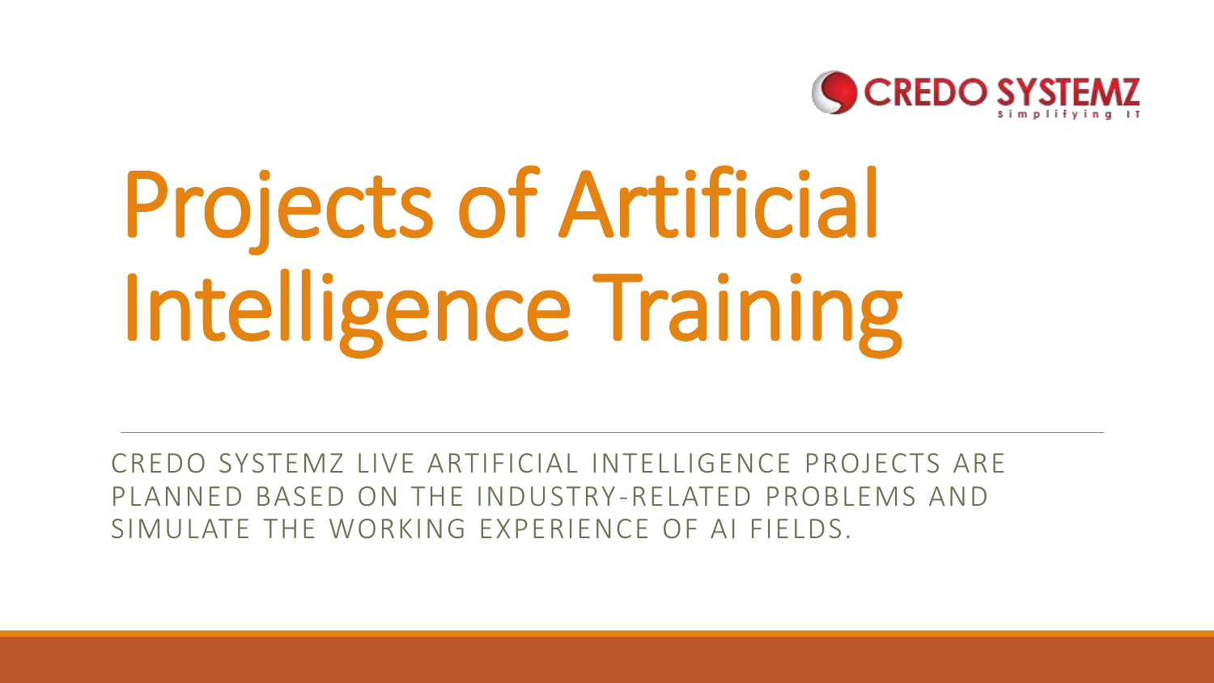CREDO SYSTEMZ

Simplifying IT

# Projects of Artificial Intelligence Training

CREDO SYSTEMZ LIVE ARTIFICIAL INTELLIGENCE PROJECTS ARE PLANNED BASED ON THE INDUSTRY-RELATED PROBLEMS AND SIMULATE THE WORKING EXPERIENCE OF AI FIELDS.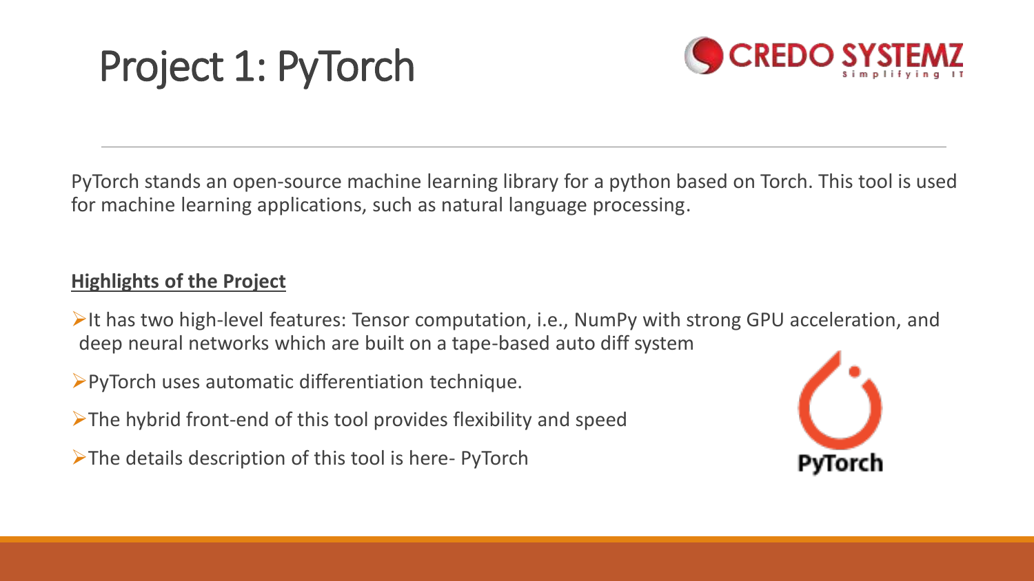# Project 1: PyTorch

PyTorch stands an open-source machine learning library for a python based on Torch. This tool is used for machine learning applications, such as natural language processing.

**Highlights of the Project**

- It has two high-level features: Tensor computation, i.e., NumPy with strong GPU acceleration, and deep neural networks which are built on a tape-based auto diff system
- PyTorch uses automatic differentiation technique.
- The hybrid front-end of this tool provides flexibility and speed
- The details description of this tool is here- PyTorch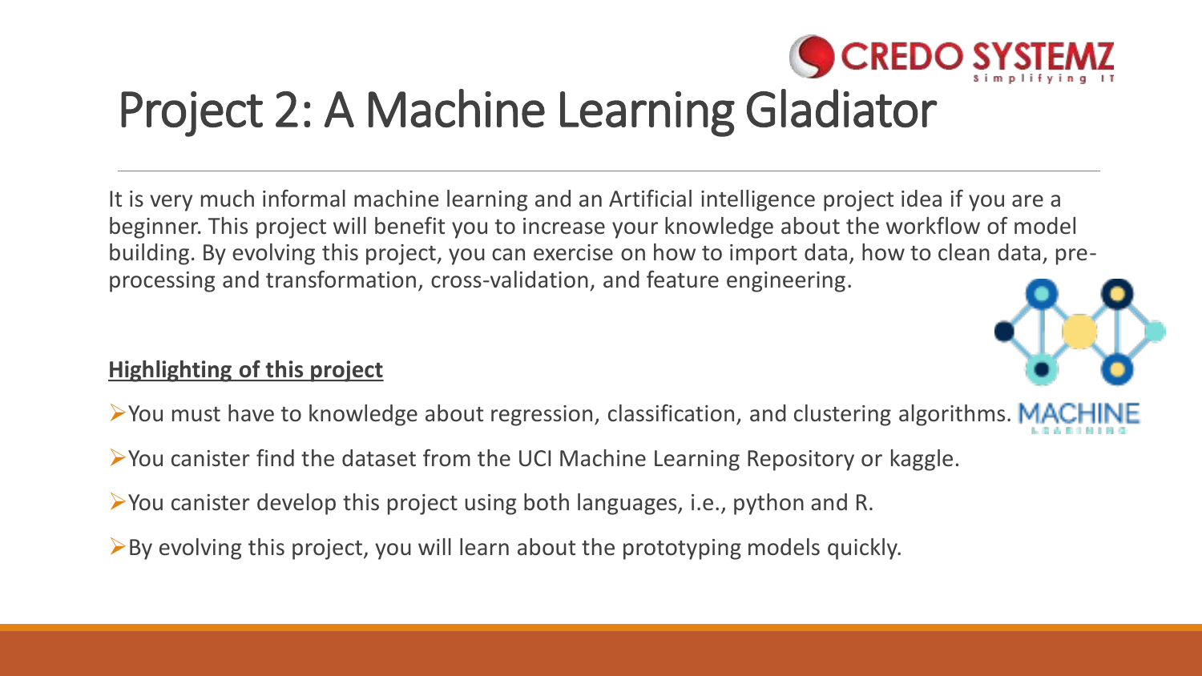# Project 2: A Machine Learning Gladiator

It is very much informal machine learning and an Artificial intelligence project idea if you are a beginner. This project will benefit you to increase your knowledge about the workflow of model building. By evolving this project, you can exercise on how to import data, how to clean data, pre-processing and transformation, cross-validation, and feature engineering.

**Highlighting of this project**

- You must have to knowledge about regression, classification, and clustering algorithms.
- You canister find the dataset from the UCI Machine Learning Repository or kaggle.
- You canister develop this project using both languages, i.e., python and R.
- By evolving this project, you will learn about the prototyping models quickly.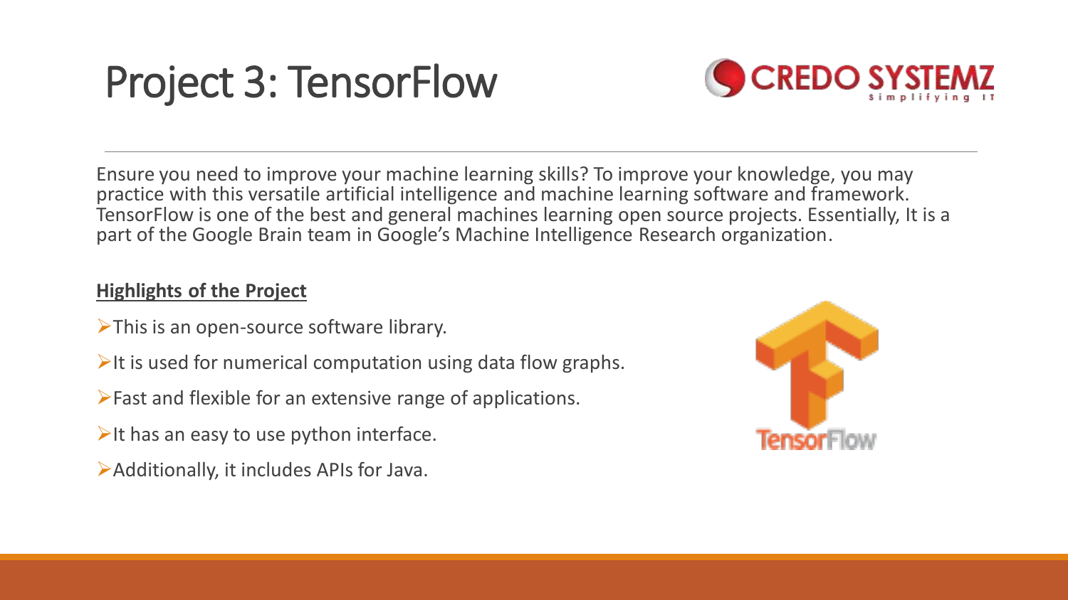# Project 3: TensorFlow

Ensure you need to improve your machine learning skills? To improve your knowledge, you may practice with this versatile artificial intelligence and machine learning software and framework. TensorFlow is one of the best and general machines learning open source projects. Essentially, It is a part of the Google Brain team in Google's Machine Intelligence Research organization.

**Highlights of the Project**

- This is an open-source software library.
- It is used for numerical computation using data flow graphs.
- Fast and flexible for an extensive range of applications.
- It has an easy to use python interface.
- Additionally, it includes APIs for Java.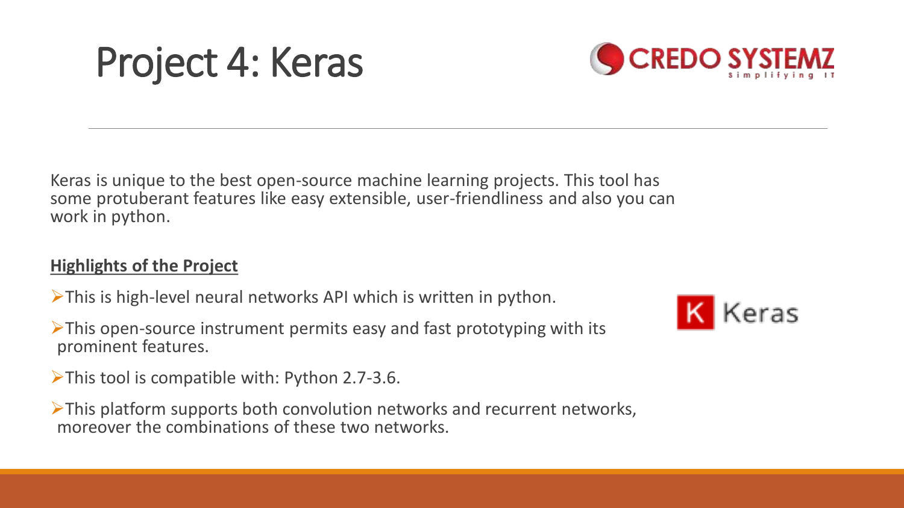# Project 4: Keras

Keras is unique to the best open-source machine learning projects. This tool has some protuberant features like easy extensible, user-friendliness and also you can work in python.

**Highlights of the Project**

- This is high-level neural networks API which is written in python.
- This open-source instrument permits easy and fast prototyping with its prominent features.
- This tool is compatible with: Python 2.7-3.6.
- This platform supports both convolution networks and recurrent networks, moreover the combinations of these two networks.